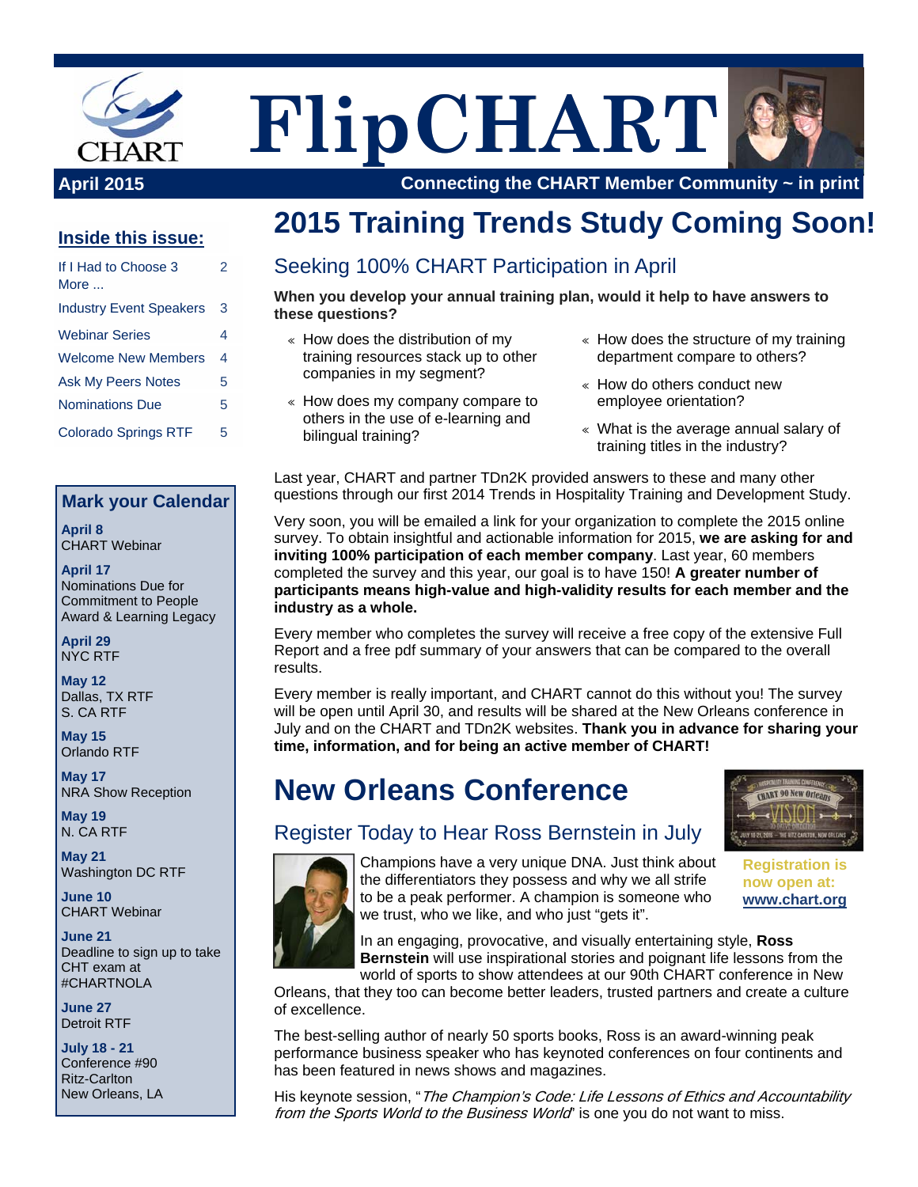# FlipCHART

**April 2015** | **Connecting the CHART Member Community ~ in print**

## Inside this issue:

| | |
|---|---|
| If I Had to Choose 3 More ... | 2 |
| Industry Event Speakers | 3 |
| Webinar Series | 4 |
| Welcome New Members | 4 |
| Ask My Peers Notes | 5 |
| Nominations Due | 5 |
| Colorado Springs RTF | 5 |

## Mark your Calendar

**April 8**
CHART Webinar

**April 17**
Nominations Due for Commitment to People Award & Learning Legacy

**April 29**
NYC RTF

**May 12**
Dallas, TX RTF
S. CA RTF

**May 15**
Orlando RTF

**May 17**
NRA Show Reception

**May 19**
N. CA RTF

**May 21**
Washington DC RTF

**June 10**
CHART Webinar

**June 21**
Deadline to sign up to take CHT exam at #CHARTNOLA

**June 27**
Detroit RTF

**July 18 - 21**
Conference #90
Ritz-Carlton
New Orleans, LA

# 2015 Training Trends Study Coming Soon!

## Seeking 100% CHART Participation in April

**When you develop your annual training plan, would it help to have answers to these questions?**

- How does the distribution of my training resources stack up to other companies in my segment?
- How does my company compare to others in the use of e-learning and bilingual training?
- How does the structure of my training department compare to others?
- How do others conduct new employee orientation?
- What is the average annual salary of training titles in the industry?

Last year, CHART and partner TDn2K provided answers to these and many other questions through our first 2014 Trends in Hospitality Training and Development Study.

Very soon, you will be emailed a link for your organization to complete the 2015 online survey. To obtain insightful and actionable information for 2015, **we are asking for and inviting 100% participation of each member company**. Last year, 60 members completed the survey and this year, our goal is to have 150! **A greater number of participants means high-value and high-validity results for each member and the industry as a whole.**

Every member who completes the survey will receive a free copy of the extensive Full Report and a free pdf summary of your answers that can be compared to the overall results.

Every member is really important, and CHART cannot do this without you! The survey will be open until April 30, and results will be shared at the New Orleans conference in July and on the CHART and TDn2K websites. **Thank you in advance for sharing your time, information, and for being an active member of CHART!**

# New Orleans Conference

## Register Today to Hear Ross Bernstein in July

**Registration is now open at: www.chart.org**

Champions have a very unique DNA. Just think about the differentiators they possess and why we all strife to be a peak performer. A champion is someone who we trust, who we like, and who just "gets it".

In an engaging, provocative, and visually entertaining style, **Ross Bernstein** will use inspirational stories and poignant life lessons from the world of sports to show attendees at our 90th CHART conference in New Orleans, that they too can become better leaders, trusted partners and create a culture of excellence.

The best-selling author of nearly 50 sports books, Ross is an award-winning peak performance business speaker who has keynoted conferences on four continents and has been featured in news shows and magazines.

His keynote session, "*The Champion's Code: Life Lessons of Ethics and Accountability from the Sports World to the Business World*" is one you do not want to miss.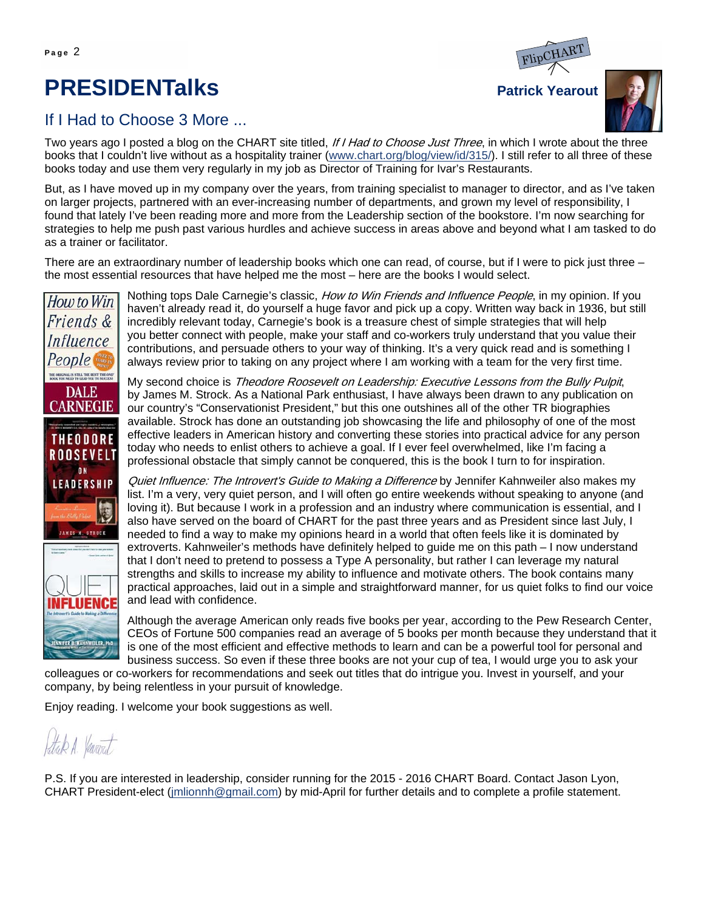# PRESIDENTalks

**Patrick Yearout**

## If I Had to Choose 3 More ...

Two years ago I posted a blog on the CHART site titled, *If I Had to Choose Just Three*, in which I wrote about the three books that I couldn't live without as a hospitality trainer (www.chart.org/blog/view/id/315/). I still refer to all three of these books today and use them very regularly in my job as Director of Training for Ivar's Restaurants.

But, as I have moved up in my company over the years, from training specialist to manager to director, and as I've taken on larger projects, partnered with an ever-increasing number of departments, and grown my level of responsibility, I found that lately I've been reading more and more from the Leadership section of the bookstore. I'm now searching for strategies to help me push past various hurdles and achieve success in areas above and beyond what I am tasked to do as a trainer or facilitator.

There are an extraordinary number of leadership books which one can read, of course, but if I were to pick just three – the most essential resources that have helped me the most – here are the books I would select.

Nothing tops Dale Carnegie's classic, *How to Win Friends and Influence People*, in my opinion. If you haven't already read it, do yourself a huge favor and pick up a copy. Written way back in 1936, but still incredibly relevant today, Carnegie's book is a treasure chest of simple strategies that will help you better connect with people, make your staff and co-workers truly understand that you value their contributions, and persuade others to your way of thinking. It's a very quick read and is something I always review prior to taking on any project where I am working with a team for the very first time.

My second choice is *Theodore Roosevelt on Leadership: Executive Lessons from the Bully Pulpit*, by James M. Strock. As a National Park enthusiast, I have always been drawn to any publication on our country's "Conservationist President," but this one outshines all of the other TR biographies available. Strock has done an outstanding job showcasing the life and philosophy of one of the most effective leaders in American history and converting these stories into practical advice for any person today who needs to enlist others to achieve a goal. If I ever feel overwhelmed, like I'm facing a professional obstacle that simply cannot be conquered, this is the book I turn to for inspiration.

*Quiet Influence: The Introvert's Guide to Making a Difference* by Jennifer Kahnweiler also makes my list. I'm a very, very quiet person, and I will often go entire weekends without speaking to anyone (and loving it). But because I work in a profession and an industry where communication is essential, and I also have served on the board of CHART for the past three years and as President since last July, I needed to find a way to make my opinions heard in a world that often feels like it is dominated by extroverts. Kahnweiler's methods have definitely helped to guide me on this path – I now understand that I don't need to pretend to possess a Type A personality, but rather I can leverage my natural strengths and skills to increase my ability to influence and motivate others. The book contains many practical approaches, laid out in a simple and straightforward manner, for us quiet folks to find our voice and lead with confidence.

Although the average American only reads five books per year, according to the Pew Research Center, CEOs of Fortune 500 companies read an average of 5 books per month because they understand that it is one of the most efficient and effective methods to learn and can be a powerful tool for personal and business success. So even if these three books are not your cup of tea, I would urge you to ask your colleagues or co-workers for recommendations and seek out titles that do intrigue you. Invest in yourself, and your company, by being relentless in your pursuit of knowledge.

Enjoy reading. I welcome your book suggestions as well.

Patrick A. Yearout

P.S. If you are interested in leadership, consider running for the 2015 - 2016 CHART Board. Contact Jason Lyon, CHART President-elect (jmlionnh@gmail.com) by mid-April for further details and to complete a profile statement.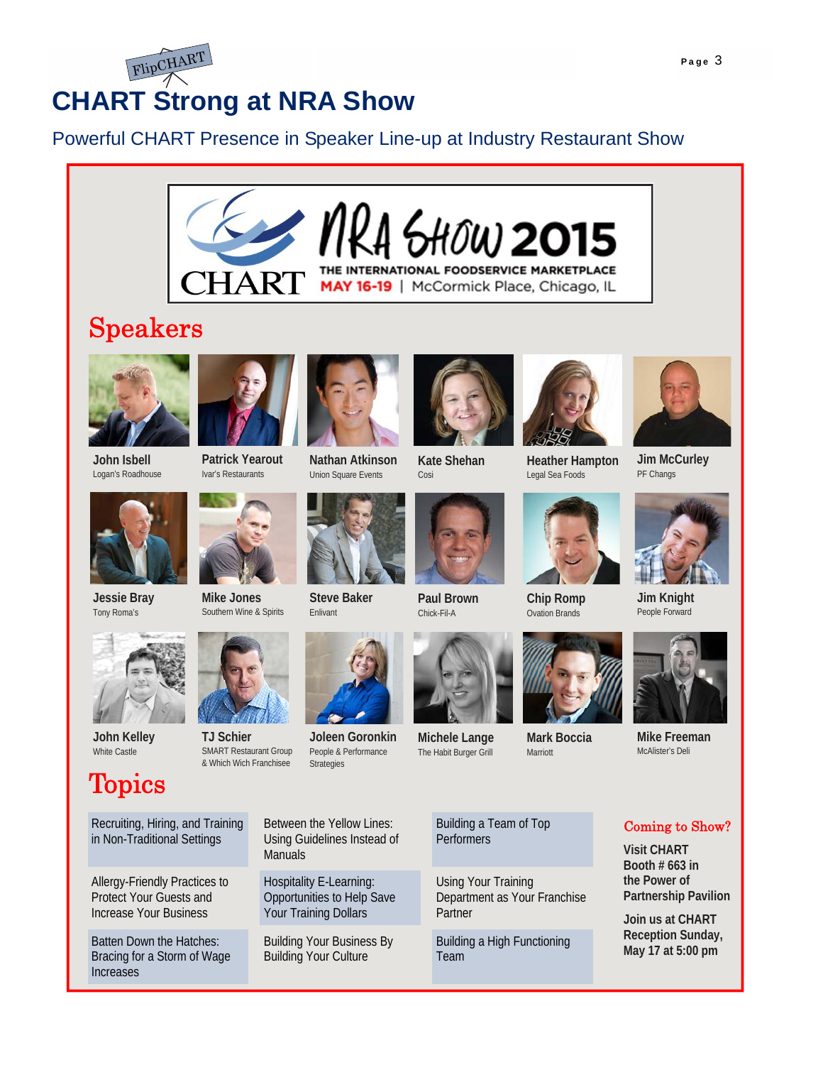FlipCHART

# CHART Strong at NRA Show

Powerful CHART Presence in Speaker Line-up at Industry Restaurant Show

CHART

NRA SHOW 2015

THE INTERNATIONAL FOODSERVICE MARKETPLACE

MAY 16-19 | McCormick Place, Chicago, IL

## Speakers

**John Isbell**
Logan's Roadhouse

**Patrick Yearout**
Ivar's Restaurants

**Nathan Atkinson**
Union Square Events

**Kate Shehan**
Cosi

**Heather Hampton**
Legal Sea Foods

**Jim McCurley**
PF Changs

**Jessie Bray**
Tony Roma's

**Mike Jones**
Southern Wine & Spirits

**Steve Baker**
Enlivant

**Paul Brown**
Chick-Fil-A

**Chip Romp**
Ovation Brands

**Jim Knight**
People Forward

**John Kelley**
White Castle

**TJ Schier**
SMART Restaurant Group & Which Wich Franchisee

**Joleen Goronkin**
People & Performance Strategies

**Michele Lange**
The Habit Burger Grill

**Mark Boccia**
Marriott

**Mike Freeman**
McAlister's Deli

## Topics

- Recruiting, Hiring, and Training in Non-Traditional Settings
- Between the Yellow Lines: Using Guidelines Instead of Manuals
- Building a Team of Top Performers
- Allergy-Friendly Practices to Protect Your Guests and Increase Your Business
- Hospitality E-Learning: Opportunities to Help Save Your Training Dollars
- Using Your Training Department as Your Franchise Partner
- Batten Down the Hatches: Bracing for a Storm of Wage Increases
- Building Your Business By Building Your Culture
- Building a High Functioning Team

### Coming to Show?

**Visit CHART Booth # 663 in the Power of Partnership Pavilion**

**Join us at CHART Reception Sunday, May 17 at 5:00 pm**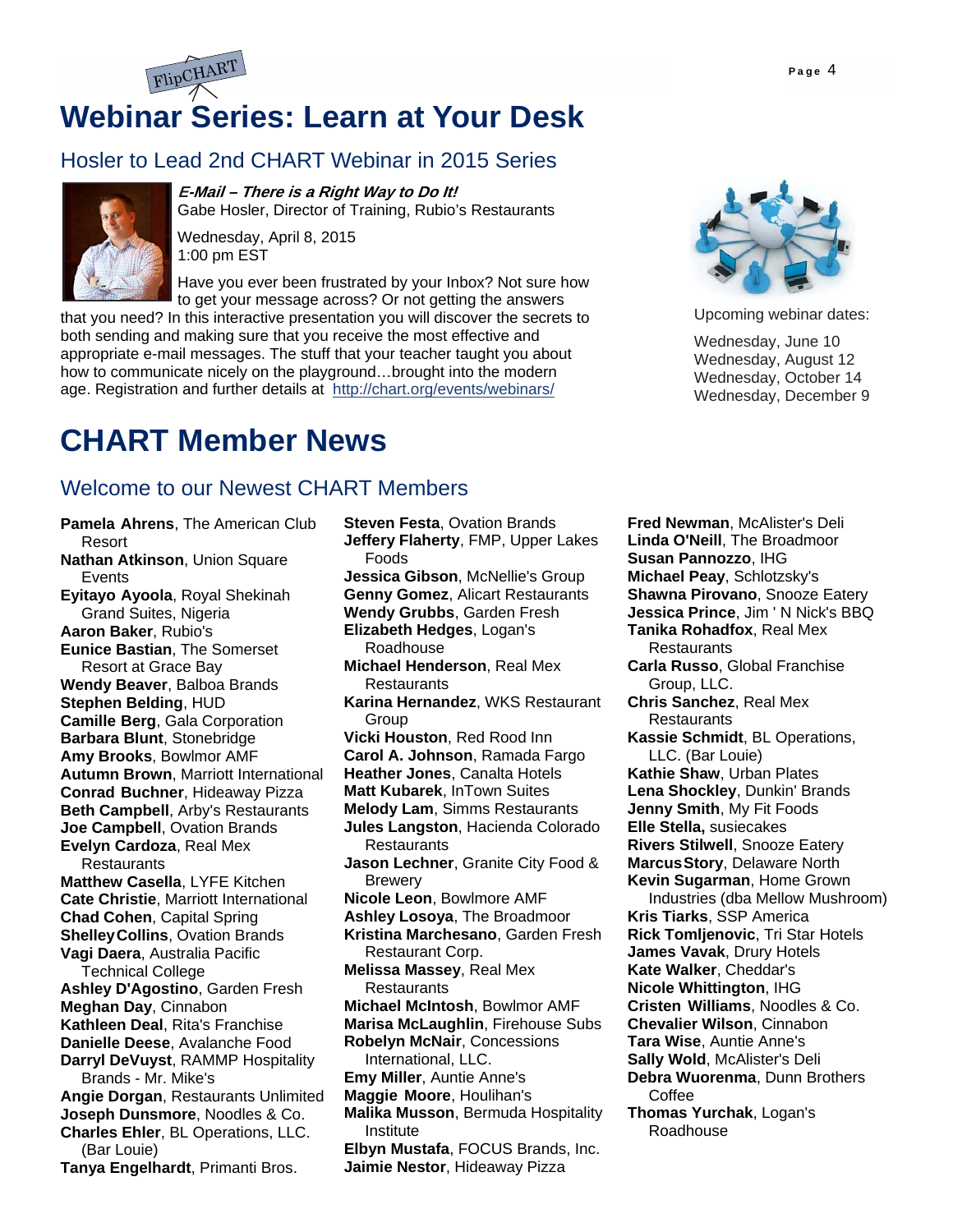FlipCHART

# Webinar Series: Learn at Your Desk

## Hosler to Lead 2nd CHART Webinar in 2015 Series

***E-Mail – There is a Right Way to Do It!***
Gabe Hosler, Director of Training, Rubio's Restaurants

Wednesday, April 8, 2015
1:00 pm EST

Have you ever been frustrated by your Inbox? Not sure how to get your message across? Or not getting the answers that you need? In this interactive presentation you will discover the secrets to both sending and making sure that you receive the most effective and appropriate e-mail messages. The stuff that your teacher taught you about how to communicate nicely on the playground…brought into the modern age. Registration and further details at http://chart.org/events/webinars/

Upcoming webinar dates:

Wednesday, June 10
Wednesday, August 12
Wednesday, October 14
Wednesday, December 9

# CHART Member News

## Welcome to our Newest CHART Members

**Pamela Ahrens**, The American Club Resort
**Nathan Atkinson**, Union Square Events
**Eyitayo Ayoola**, Royal Shekinah Grand Suites, Nigeria
**Aaron Baker**, Rubio's
**Eunice Bastian**, The Somerset Resort at Grace Bay
**Wendy Beaver**, Balboa Brands
**Stephen Belding**, HUD
**Camille Berg**, Gala Corporation
**Barbara Blunt**, Stonebridge
**Amy Brooks**, Bowlmor AMF
**Autumn Brown**, Marriott International
**Conrad Buchner**, Hideaway Pizza
**Beth Campbell**, Arby's Restaurants
**Joe Campbell**, Ovation Brands
**Evelyn Cardoza**, Real Mex Restaurants
**Matthew Casella**, LYFE Kitchen
**Cate Christie**, Marriott International
**Chad Cohen**, Capital Spring
**Shelley Collins**, Ovation Brands
**Vagi Daera**, Australia Pacific Technical College
**Ashley D'Agostino**, Garden Fresh
**Meghan Day**, Cinnabon
**Kathleen Deal**, Rita's Franchise
**Danielle Deese**, Avalanche Food
**Darryl DeVuyst**, RAMMP Hospitality Brands - Mr. Mike's
**Angie Dorgan**, Restaurants Unlimited
**Joseph Dunsmore**, Noodles & Co.
**Charles Ehler**, BL Operations, LLC. (Bar Louie)
**Tanya Engelhardt**, Primanti Bros.
**Steven Festa**, Ovation Brands
**Jeffery Flaherty**, FMP, Upper Lakes Foods
**Jessica Gibson**, McNellie's Group
**Genny Gomez**, Alicart Restaurants
**Wendy Grubbs**, Garden Fresh
**Elizabeth Hedges**, Logan's Roadhouse
**Michael Henderson**, Real Mex Restaurants
**Karina Hernandez**, WKS Restaurant Group
**Vicki Houston**, Red Rood Inn
**Carol A. Johnson**, Ramada Fargo
**Heather Jones**, Canalta Hotels
**Matt Kubarek**, InTown Suites
**Melody Lam**, Simms Restaurants
**Jules Langston**, Hacienda Colorado Restaurants
**Jason Lechner**, Granite City Food & Brewery
**Nicole Leon**, Bowlmore AMF
**Ashley Losoya**, The Broadmoor
**Kristina Marchesano**, Garden Fresh Restaurant Corp.
**Melissa Massey**, Real Mex Restaurants
**Michael McIntosh**, Bowlmor AMF
**Marisa McLaughlin**, Firehouse Subs
**Robelyn McNair**, Concessions International, LLC.
**Emy Miller**, Auntie Anne's
**Maggie Moore**, Houlihan's
**Malika Musson**, Bermuda Hospitality Institute
**Elbyn Mustafa**, FOCUS Brands, Inc.
**Jaimie Nestor**, Hideaway Pizza
**Fred Newman**, McAlister's Deli
**Linda O'Neill**, The Broadmoor
**Susan Pannozzo**, IHG
**Michael Peay**, Schlotzsky's
**Shawna Pirovano**, Snooze Eatery
**Jessica Prince**, Jim ' N Nick's BBQ
**Tanika Rohadfox**, Real Mex Restaurants
**Carla Russo**, Global Franchise Group, LLC.
**Chris Sanchez**, Real Mex Restaurants
**Kassie Schmidt**, BL Operations, LLC. (Bar Louie)
**Kathie Shaw**, Urban Plates
**Lena Shockley**, Dunkin' Brands
**Jenny Smith**, My Fit Foods
**Elle Stella,** susiecakes
**Rivers Stilwell**, Snooze Eatery
**Marcus Story**, Delaware North
**Kevin Sugarman**, Home Grown Industries (dba Mellow Mushroom)
**Kris Tiarks**, SSP America
**Rick Tomljenovic**, Tri Star Hotels
**James Vavak**, Drury Hotels
**Kate Walker**, Cheddar's
**Nicole Whittington**, IHG
**Cristen Williams**, Noodles & Co.
**Chevalier Wilson**, Cinnabon
**Tara Wise**, Auntie Anne's
**Sally Wold**, McAlister's Deli
**Debra Wuorenma**, Dunn Brothers Coffee
**Thomas Yurchak**, Logan's Roadhouse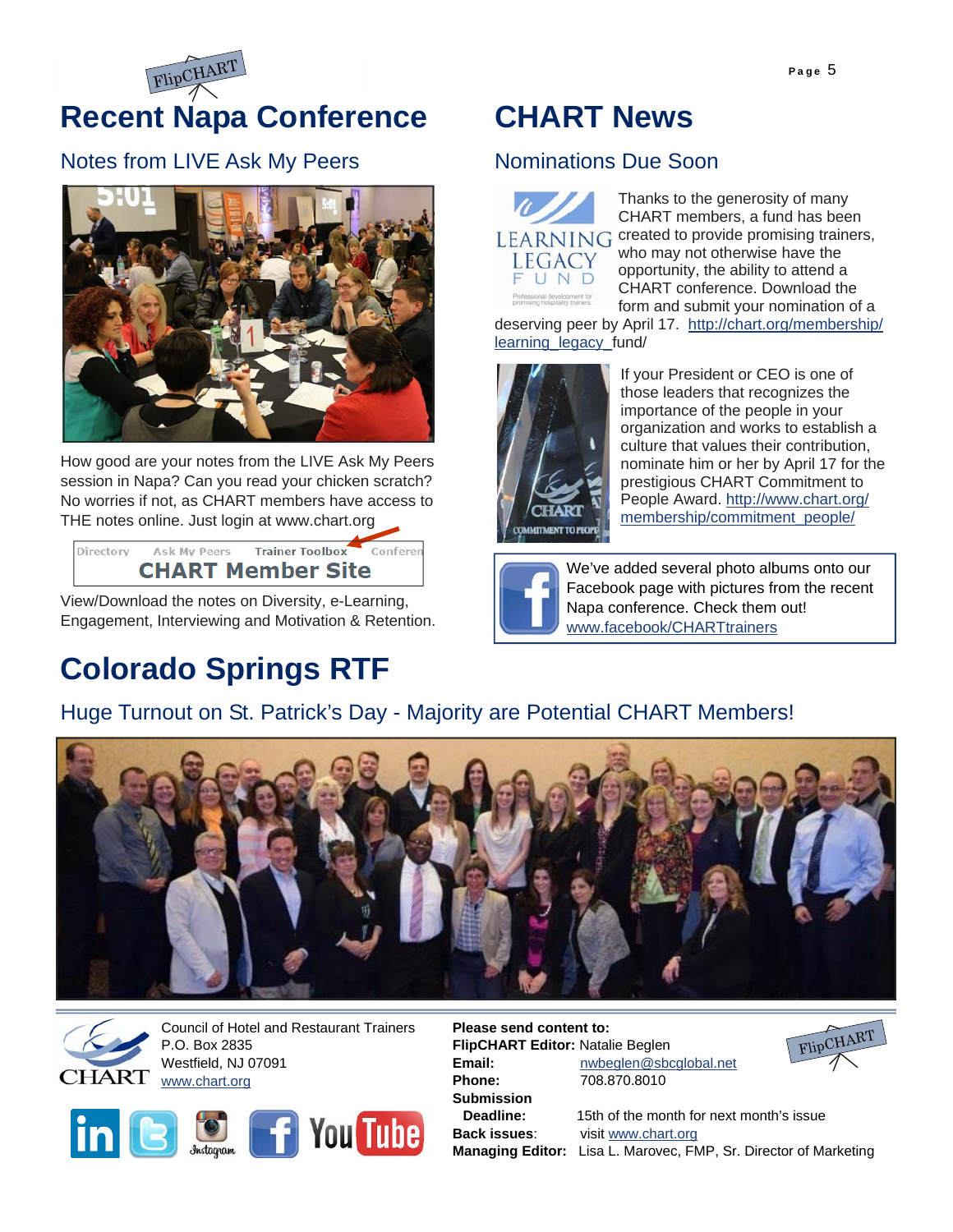# Recent Napa Conference

## Notes from LIVE Ask My Peers

How good are your notes from the LIVE Ask My Peers session in Napa? Can you read your chicken scratch? No worries if not, as CHART members have access to THE notes online. Just login at www.chart.org

Directory   Ask My Peers   Trainer Toolbox   Conferen

CHART Member Site

View/Download the notes on Diversity, e-Learning, Engagement, Interviewing and Motivation & Retention.

# CHART News

## Nominations Due Soon

LEARNING LEGACY FUND

Professional development for promising hospitality trainers.

Thanks to the generosity of many CHART members, a fund has been created to provide promising trainers, who may not otherwise have the opportunity, the ability to attend a CHART conference. Download the form and submit your nomination of a deserving peer by April 17. http://chart.org/membership/learning_legacy_fund/

If your President or CEO is one of those leaders that recognizes the importance of the people in your organization and works to establish a culture that values their contribution, nominate him or her by April 17 for the prestigious CHART Commitment to People Award. http://www.chart.org/membership/commitment_people/

We've added several photo albums onto our Facebook page with pictures from the recent Napa conference. Check them out! www.facebook/CHARTtrainers

# Colorado Springs RTF

## Huge Turnout on St. Patrick's Day - Majority are Potential CHART Members!

Council of Hotel and Restaurant Trainers
P.O. Box 2835
Westfield, NJ 07091
www.chart.org

**Please send content to:**
**FlipCHART Editor:** Natalie Beglen
**Email:** nwbeglen@sbcglobal.net
**Phone:** 708.870.8010
**Submission Deadline:** 15th of the month for next month's issue
**Back issues**: visit www.chart.org
**Managing Editor:** Lisa L. Marovec, FMP, Sr. Director of Marketing